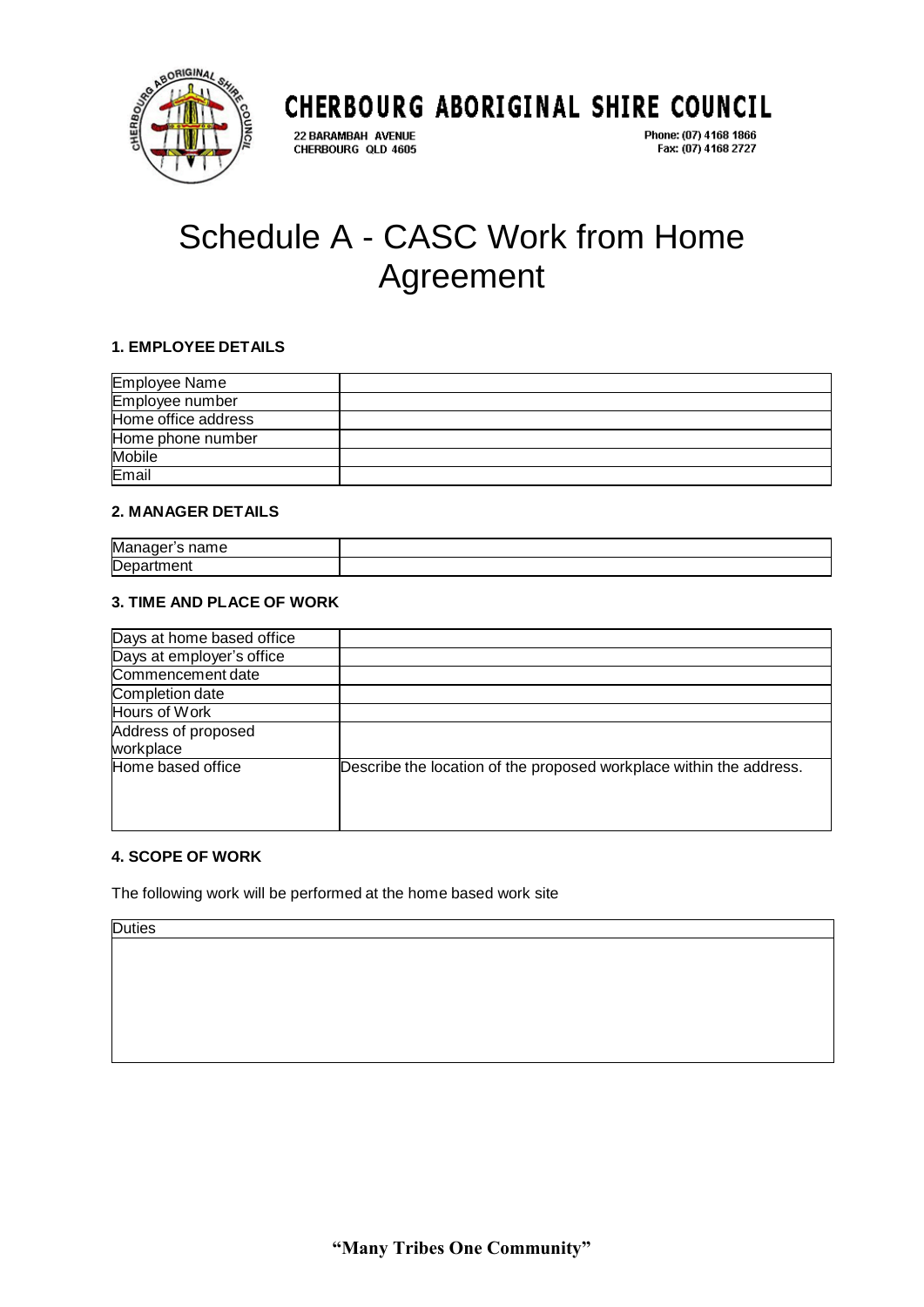CHERBOURG ABORIGINAL SHIRE COUNCIL

22 BARAMBAH AVENUE
CHERBOURG QLD 4605

Phone: (07) 4168 1866
Fax: (07) 4168 2727

# Schedule A - CASC Work from Home Agreement

### 1. EMPLOYEE DETAILS

| Employee Name | |
|---|---|
| Employee number | |
| Home office address | |
| Home phone number | |
| Mobile | |
| Email | |

### 2. MANAGER DETAILS

| Manager's name | |
|---|---|
| Department | |

### 3. TIME AND PLACE OF WORK

| Days at home based office | |
|---|---|
| Days at employer's office | |
| Commencement date | |
| Completion date | |
| Hours of Work | |
| Address of proposed workplace | |
| Home based office | Describe the location of the proposed workplace within the address. |

### 4. SCOPE OF WORK

The following work will be performed at the home based work site

| Duties |
|---|
| |

**"Many Tribes One Community"**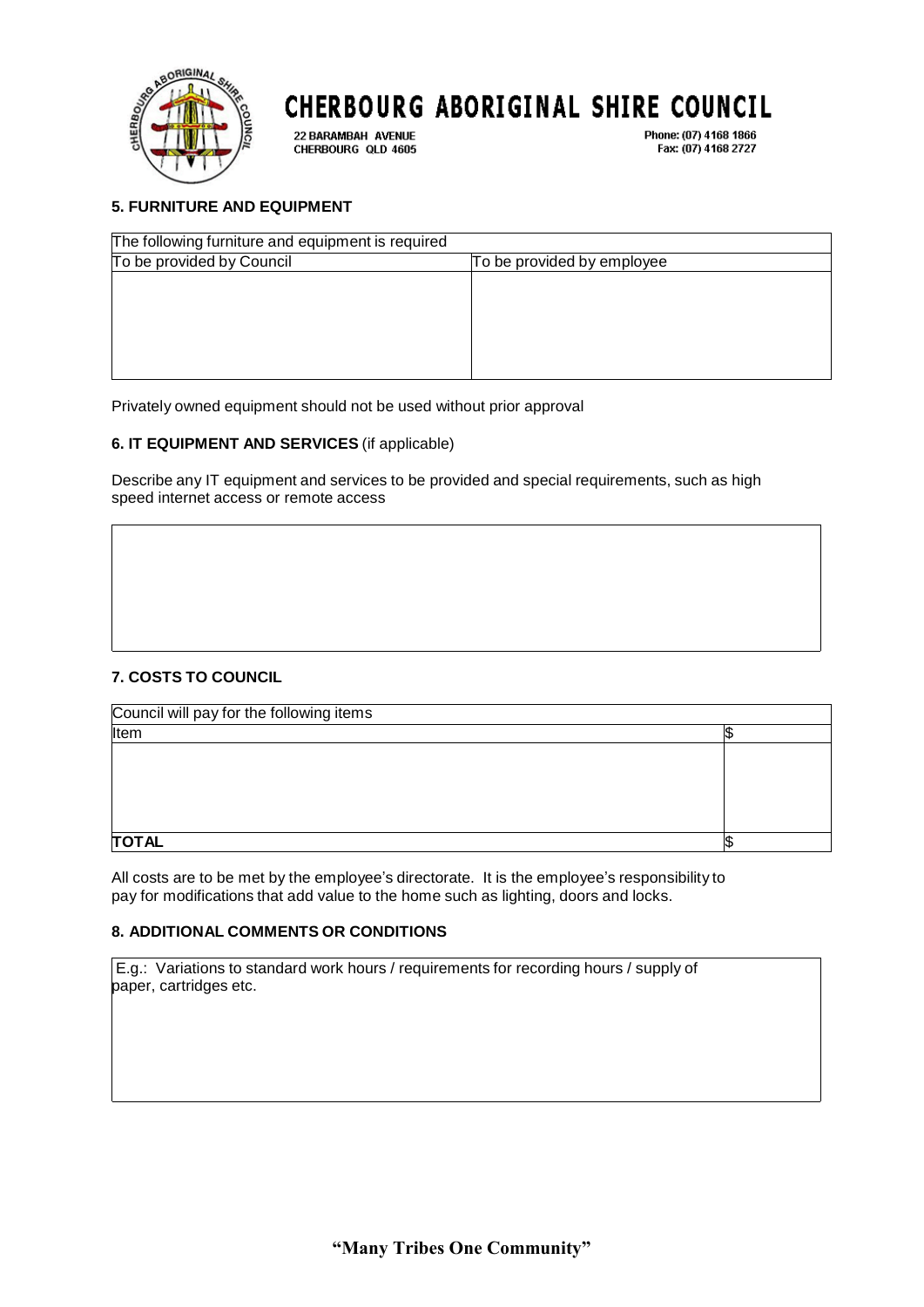## 5. FURNITURE AND EQUIPMENT

| The following furniture and equipment is required | |
|---|---|
| To be provided by Council | To be provided by employee |
| | |

Privately owned equipment should not be used without prior approval

## 6. IT EQUIPMENT AND SERVICES (if applicable)

Describe any IT equipment and services to be provided and special requirements, such as high speed internet access or remote access

## 7. COSTS TO COUNCIL

| Council will pay for the following items | |
|---|---|
| Item | $ |
| | |
| **TOTAL** | $ |

All costs are to be met by the employee's directorate. It is the employee's responsibility to pay for modifications that add value to the home such as lighting, doors and locks.

## 8. ADDITIONAL COMMENTS OR CONDITIONS

E.g.: Variations to standard work hours / requirements for recording hours / supply of paper, cartridges etc.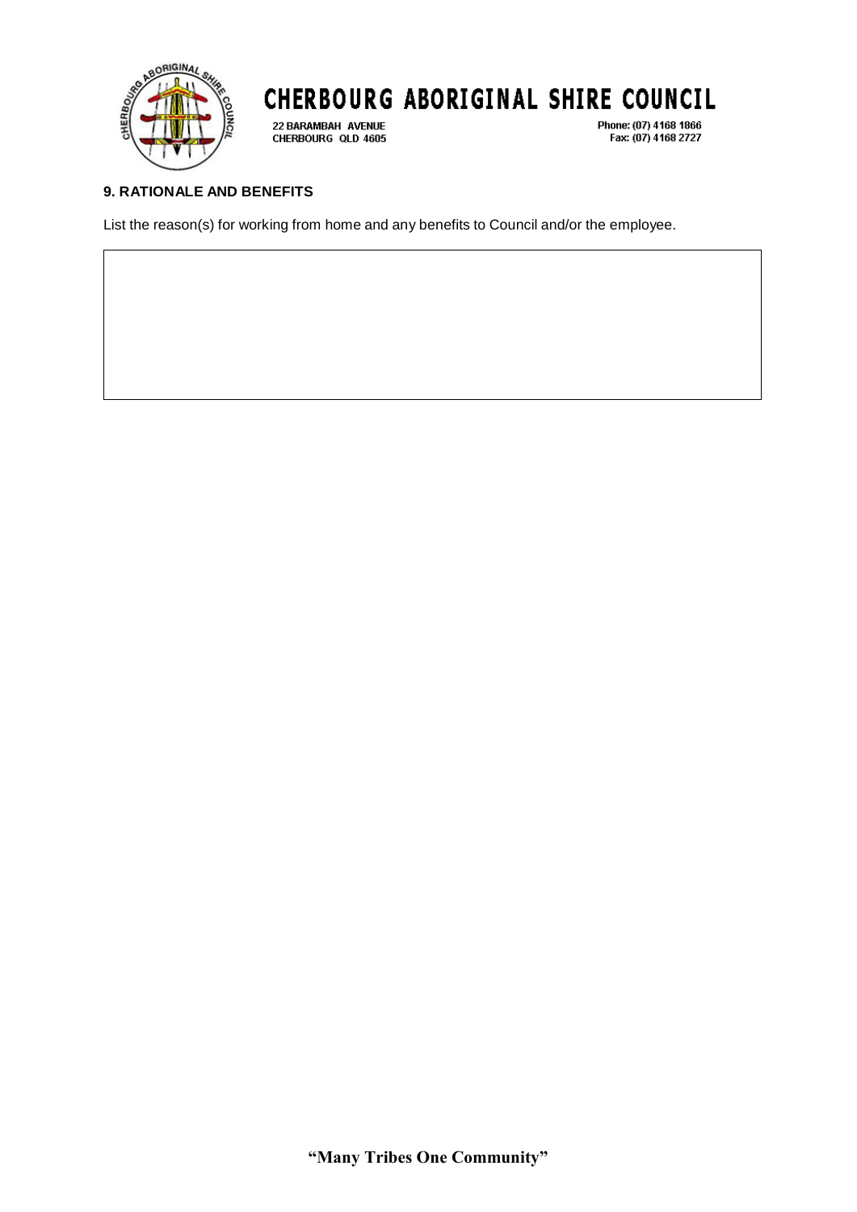## 9. RATIONALE AND BENEFITS

List the reason(s) for working from home and any benefits to Council and/or the employee.

| |
|---|
| |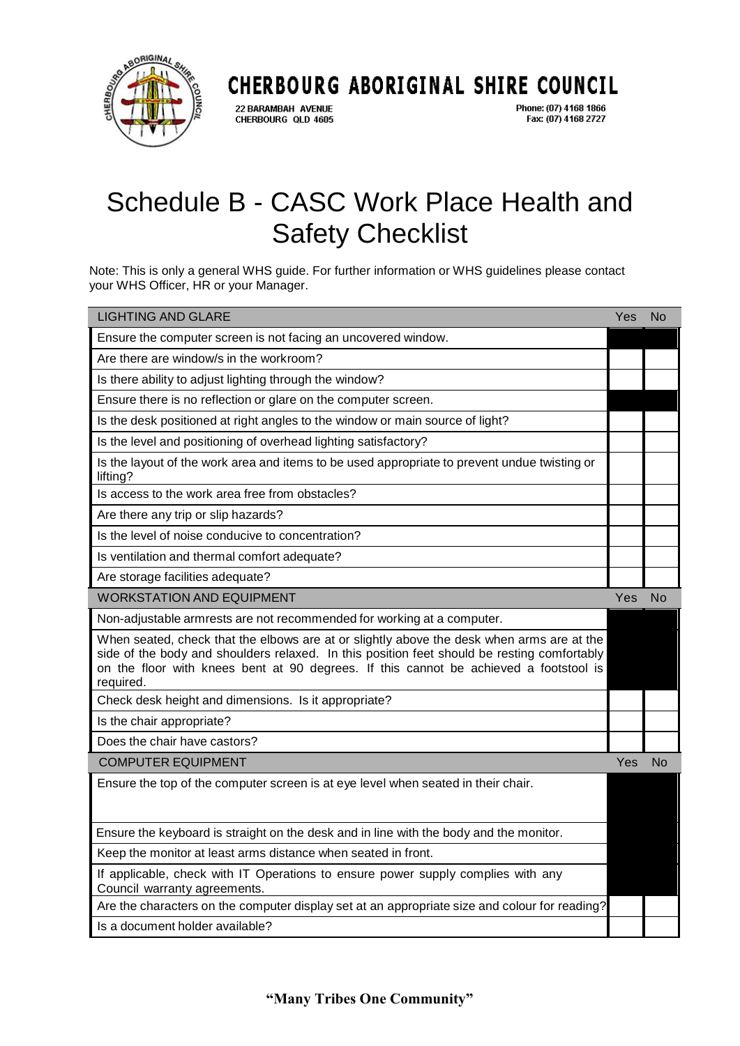CHERBOURG ABORIGINAL SHIRE COUNCIL

22 BARAMBAH AVENUE
CHERBOURG QLD 4605

Phone: (07) 4168 1866
Fax: (07) 4168 2727

# Schedule B - CASC Work Place Health and Safety Checklist

Note: This is only a general WHS guide. For further information or WHS guidelines please contact your WHS Officer, HR or your Manager.

| LIGHTING AND GLARE | Yes | No |
|---|---|---|
| Ensure the computer screen is not facing an uncovered window. | | |
| Are there are window/s in the workroom? | | |
| Is there ability to adjust lighting through the window? | | |
| Ensure there is no reflection or glare on the computer screen. | | |
| Is the desk positioned at right angles to the window or main source of light? | | |
| Is the level and positioning of overhead lighting satisfactory? | | |
| Is the layout of the work area and items to be used appropriate to prevent undue twisting or lifting? | | |
| Is access to the work area free from obstacles? | | |
| Are there any trip or slip hazards? | | |
| Is the level of noise conducive to concentration? | | |
| Is ventilation and thermal comfort adequate? | | |
| Are storage facilities adequate? | | |
| **WORKSTATION AND EQUIPMENT** | **Yes** | **No** |
| Non-adjustable armrests are not recommended for working at a computer. | | |
| When seated, check that the elbows are at or slightly above the desk when arms are at the side of the body and shoulders relaxed. In this position feet should be resting comfortably on the floor with knees bent at 90 degrees. If this cannot be achieved a footstool is required. | | |
| Check desk height and dimensions. Is it appropriate? | | |
| Is the chair appropriate? | | |
| Does the chair have castors? | | |
| **COMPUTER EQUIPMENT** | **Yes** | **No** |
| Ensure the top of the computer screen is at eye level when seated in their chair. | | |
| Ensure the keyboard is straight on the desk and in line with the body and the monitor. | | |
| Keep the monitor at least arms distance when seated in front. | | |
| If applicable, check with IT Operations to ensure power supply complies with any Council warranty agreements. | | |
| Are the characters on the computer display set at an appropriate size and colour for reading? | | |
| Is a document holder available? | | |

**"Many Tribes One Community"**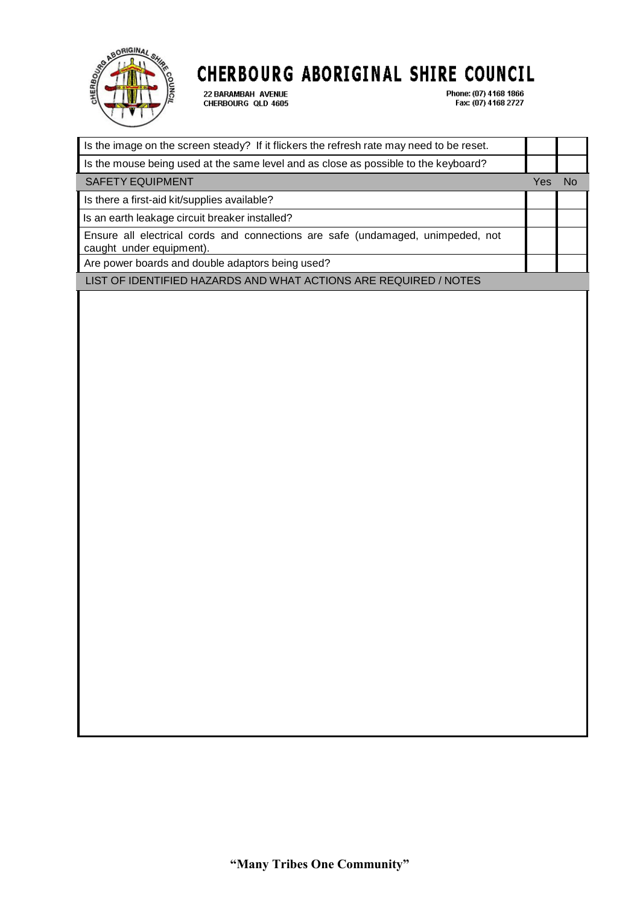# CHERBOURG ABORIGINAL SHIRE COUNCIL

22 BARAMBAH AVENUE
CHERBOURG QLD 4605

Phone: (07) 4168 1866
Fax: (07) 4168 2727

| | | |
|---|---|---|
| Is the image on the screen steady? If it flickers the refresh rate may need to be reset. | | |
| Is the mouse being used at the same level and as close as possible to the keyboard? | | |
| SAFETY EQUIPMENT | Yes | No |
| Is there a first-aid kit/supplies available? | | |
| Is an earth leakage circuit breaker installed? | | |
| Ensure all electrical cords and connections are safe (undamaged, unimpeded, not caught under equipment). | | |
| Are power boards and double adaptors being used? | | |

| LIST OF IDENTIFIED HAZARDS AND WHAT ACTIONS ARE REQUIRED / NOTES |
|---|
| |

**"Many Tribes One Community"**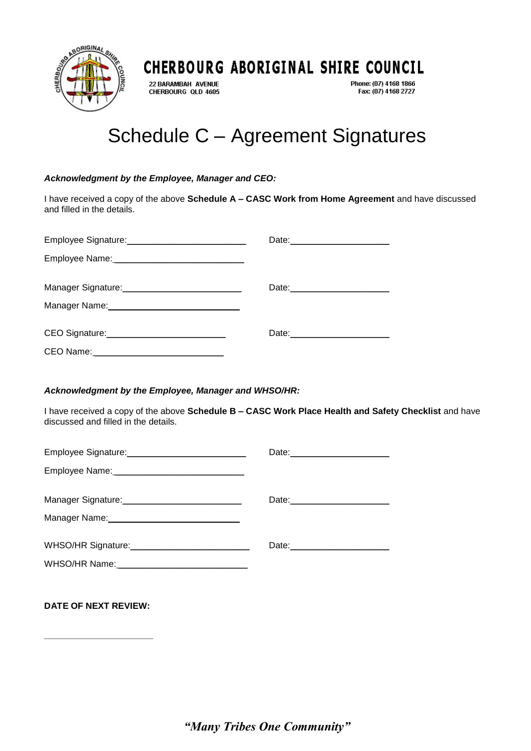CHERBOURG ABORIGINAL SHIRE COUNCIL

22 BARAMBAH AVENUE
CHERBOURG QLD 4605

Phone: (07) 4168 1866
Fax: (07) 4168 2727

# Schedule C – Agreement Signatures

***Acknowledgment by the Employee, Manager and CEO:***

I have received a copy of the above **Schedule A – CASC Work from Home Agreement** and have discussed and filled in the details.

Employee Signature:________________________ Date:____________________

Employee Name:__________________________

Manager Signature:________________________ Date:____________________

Manager Name:__________________________

CEO Signature:________________________ Date:____________________

CEO Name:__________________________

***Acknowledgment by the Employee, Manager and WHSO/HR:***

I have received a copy of the above **Schedule B – CASC Work Place Health and Safety Checklist** and have discussed and filled in the details.

Employee Signature:________________________ Date:____________________

Employee Name:__________________________

Manager Signature:________________________ Date:____________________

Manager Name:__________________________

WHSO/HR Signature:________________________ Date:____________________

WHSO/HR Name:__________________________

**DATE OF NEXT REVIEW:**

______________________

*"Many Tribes One Community"*